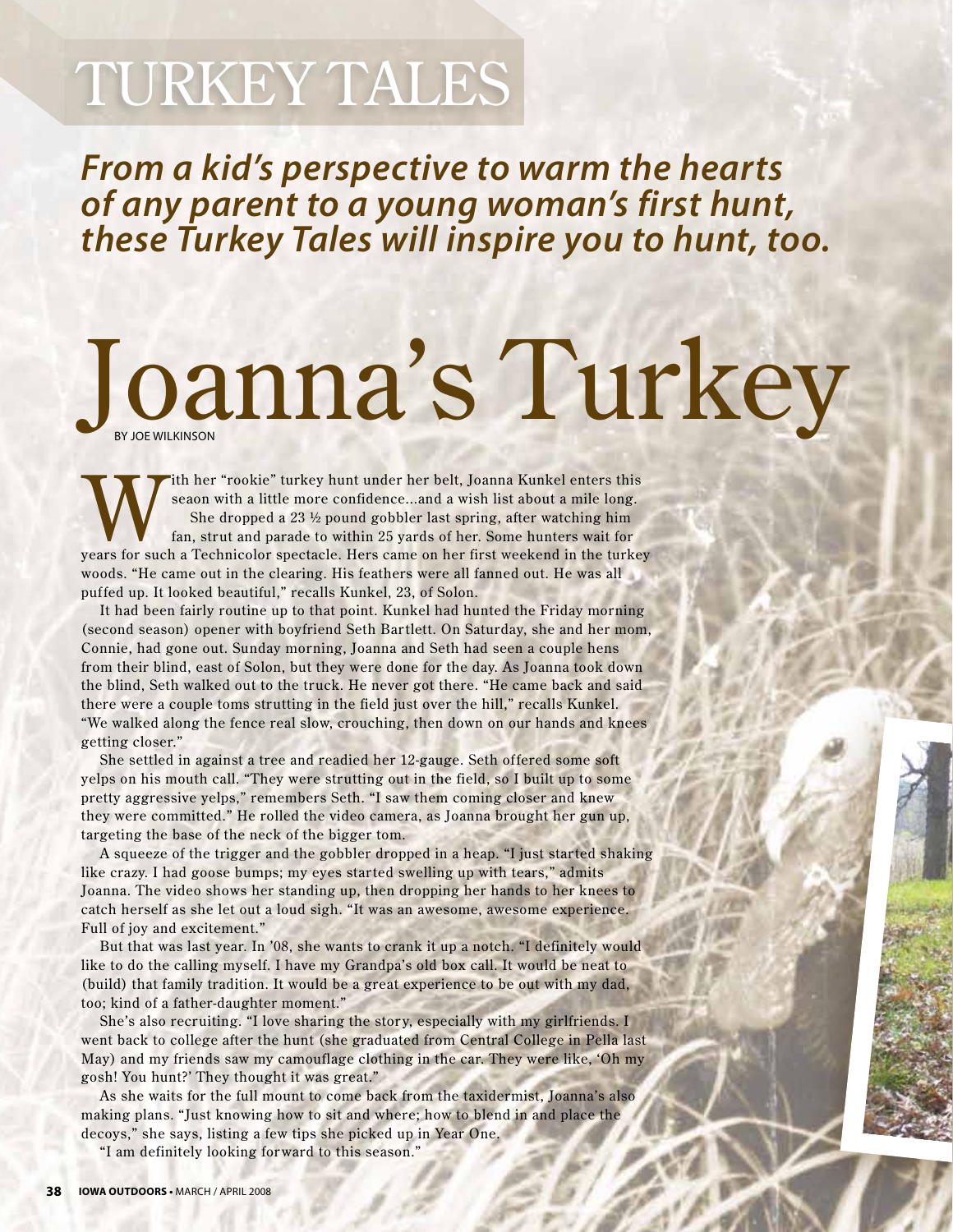# TURKEY TALES

***From a kid's perspective to warm the hearts of any parent to a young woman's first hunt, these Turkey Tales will inspire you to hunt, too.***

# Joanna's Turkey

BY JOE WILKINSON

With her "rookie" turkey hunt under her belt, Joanna Kunkel enters this seaon with a little more confidence...and a wish list about a mile long.

She dropped a 23 ½ pound gobbler last spring, after watching him fan, strut and parade to within 25 yards of her. Some hunters wait for years for such a Technicolor spectacle. Hers came on her first weekend in the turkey woods. "He came out in the clearing. His feathers were all fanned out. He was all puffed up. It looked beautiful," recalls Kunkel, 23, of Solon.

It had been fairly routine up to that point. Kunkel had hunted the Friday morning (second season) opener with boyfriend Seth Bartlett. On Saturday, she and her mom, Connie, had gone out. Sunday morning, Joanna and Seth had seen a couple hens from their blind, east of Solon, but they were done for the day. As Joanna took down the blind, Seth walked out to the truck. He never got there. "He came back and said there were a couple toms strutting in the field just over the hill," recalls Kunkel. "We walked along the fence real slow, crouching, then down on our hands and knees getting closer."

She settled in against a tree and readied her 12-gauge. Seth offered some soft yelps on his mouth call. "They were strutting out in the field, so I built up to some pretty aggressive yelps," remembers Seth. "I saw them coming closer and knew they were committed." He rolled the video camera, as Joanna brought her gun up, targeting the base of the neck of the bigger tom.

A squeeze of the trigger and the gobbler dropped in a heap. "I just started shaking like crazy. I had goose bumps; my eyes started swelling up with tears," admits Joanna. The video shows her standing up, then dropping her hands to her knees to catch herself as she let out a loud sigh. "It was an awesome, awesome experience. Full of joy and excitement."

But that was last year. In '08, she wants to crank it up a notch. "I definitely would like to do the calling myself. I have my Grandpa's old box call. It would be neat to (build) that family tradition. It would be a great experience to be out with my dad, too; kind of a father-daughter moment."

She's also recruiting. "I love sharing the story, especially with my girlfriends. I went back to college after the hunt (she graduated from Central College in Pella last May) and my friends saw my camouflage clothing in the car. They were like, 'Oh my gosh! You hunt?' They thought it was great."

As she waits for the full mount to come back from the taxidermist, Joanna's also making plans. "Just knowing how to sit and where; how to blend in and place the decoys," she says, listing a few tips she picked up in Year One.

"I am definitely looking forward to this season."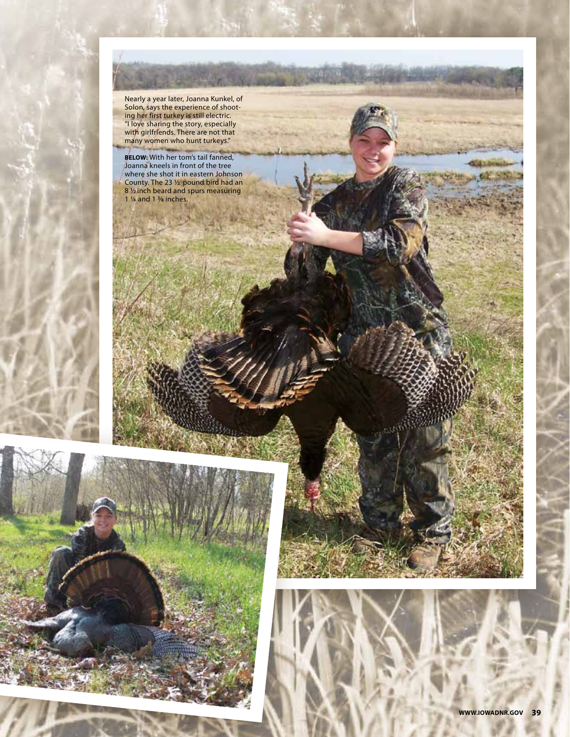Nearly a year later, Joanna Kunkel, of Solon, says the experience of shooting her first turkey is still electric. "I love sharing the story, especially with girlfriends. There are not that many women who hunt turkeys."

**BELOW:** With her tom's tail fanned, Joanna kneels in front of the tree where she shot it in eastern Johnson County. The 23 ½ pound bird had an 8 ½ inch beard and spurs measuring 1 ¼ and 1 ⅜ inches.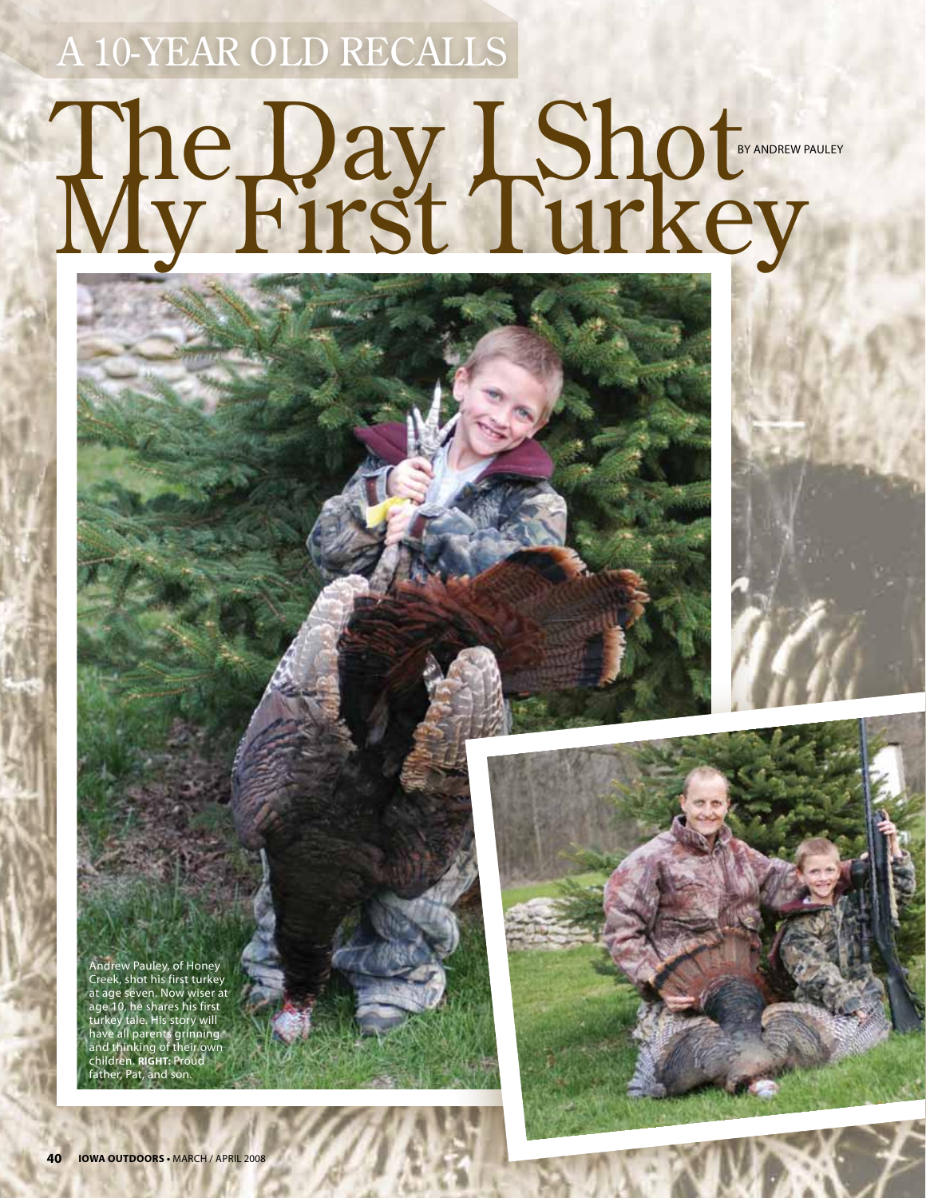A 10-YEAR OLD RECALLS

# The Day I Shot My First Turkey

BY ANDREW PAULEY

Andrew Pauley, of Honey Creek, shot his first turkey at age seven. Now wiser at age 10, he shares his first turkey tale. His story will have all parents grinning and thinking of their own children. **RIGHT:** Proud father, Pat, and son.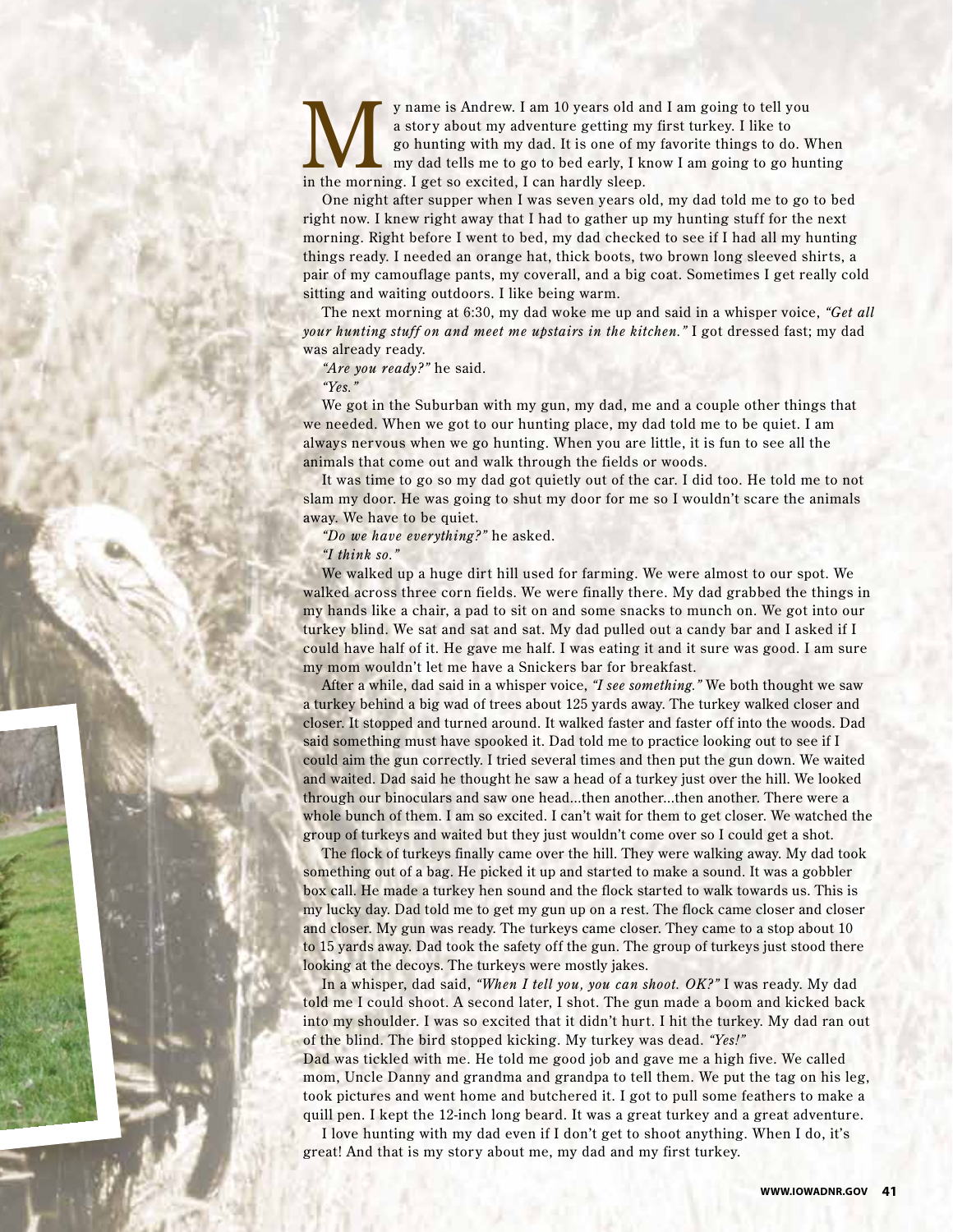My name is Andrew. I am 10 years old and I am going to tell you a story about my adventure getting my first turkey. I like to go hunting with my dad. It is one of my favorite things to do. When my dad tells me to go to bed early, I know I am going to go hunting in the morning. I get so excited, I can hardly sleep.

One night after supper when I was seven years old, my dad told me to go to bed right now. I knew right away that I had to gather up my hunting stuff for the next morning. Right before I went to bed, my dad checked to see if I had all my hunting things ready. I needed an orange hat, thick boots, two brown long sleeved shirts, a pair of my camouflage pants, my coverall, and a big coat. Sometimes I get really cold sitting and waiting outdoors. I like being warm.

The next morning at 6:30, my dad woke me up and said in a whisper voice, *"Get all your hunting stuff on and meet me upstairs in the kitchen."* I got dressed fast; my dad was already ready.

*"Are you ready?"* he said.

*"Yes."*

We got in the Suburban with my gun, my dad, me and a couple other things that we needed. When we got to our hunting place, my dad told me to be quiet. I am always nervous when we go hunting. When you are little, it is fun to see all the animals that come out and walk through the fields or woods.

It was time to go so my dad got quietly out of the car. I did too. He told me to not slam my door. He was going to shut my door for me so I wouldn't scare the animals away. We have to be quiet.

*"Do we have everything?"* he asked.

*"I think so."*

We walked up a huge dirt hill used for farming. We were almost to our spot. We walked across three corn fields. We were finally there. My dad grabbed the things in my hands like a chair, a pad to sit on and some snacks to munch on. We got into our turkey blind. We sat and sat and sat. My dad pulled out a candy bar and I asked if I could have half of it. He gave me half. I was eating it and it sure was good. I am sure my mom wouldn't let me have a Snickers bar for breakfast.

After a while, dad said in a whisper voice, *"I see something."* We both thought we saw a turkey behind a big wad of trees about 125 yards away. The turkey walked closer and closer. It stopped and turned around. It walked faster and faster off into the woods. Dad said something must have spooked it. Dad told me to practice looking out to see if I could aim the gun correctly. I tried several times and then put the gun down. We waited and waited. Dad said he thought he saw a head of a turkey just over the hill. We looked through our binoculars and saw one head...then another...then another. There were a whole bunch of them. I am so excited. I can't wait for them to get closer. We watched the group of turkeys and waited but they just wouldn't come over so I could get a shot.

The flock of turkeys finally came over the hill. They were walking away. My dad took something out of a bag. He picked it up and started to make a sound. It was a gobbler box call. He made a turkey hen sound and the flock started to walk towards us. This is my lucky day. Dad told me to get my gun up on a rest. The flock came closer and closer and closer. My gun was ready. The turkeys came closer. They came to a stop about 10 to 15 yards away. Dad took the safety off the gun. The group of turkeys just stood there looking at the decoys. The turkeys were mostly jakes.

In a whisper, dad said, *"When I tell you, you can shoot. OK?"* I was ready. My dad told me I could shoot. A second later, I shot. The gun made a boom and kicked back into my shoulder. I was so excited that it didn't hurt. I hit the turkey. My dad ran out of the blind. The bird stopped kicking. My turkey was dead. *"Yes!"*

Dad was tickled with me. He told me good job and gave me a high five. We called mom, Uncle Danny and grandma and grandpa to tell them. We put the tag on his leg, took pictures and went home and butchered it. I got to pull some feathers to make a quill pen. I kept the 12-inch long beard. It was a great turkey and a great adventure.

I love hunting with my dad even if I don't get to shoot anything. When I do, it's great! And that is my story about me, my dad and my first turkey.